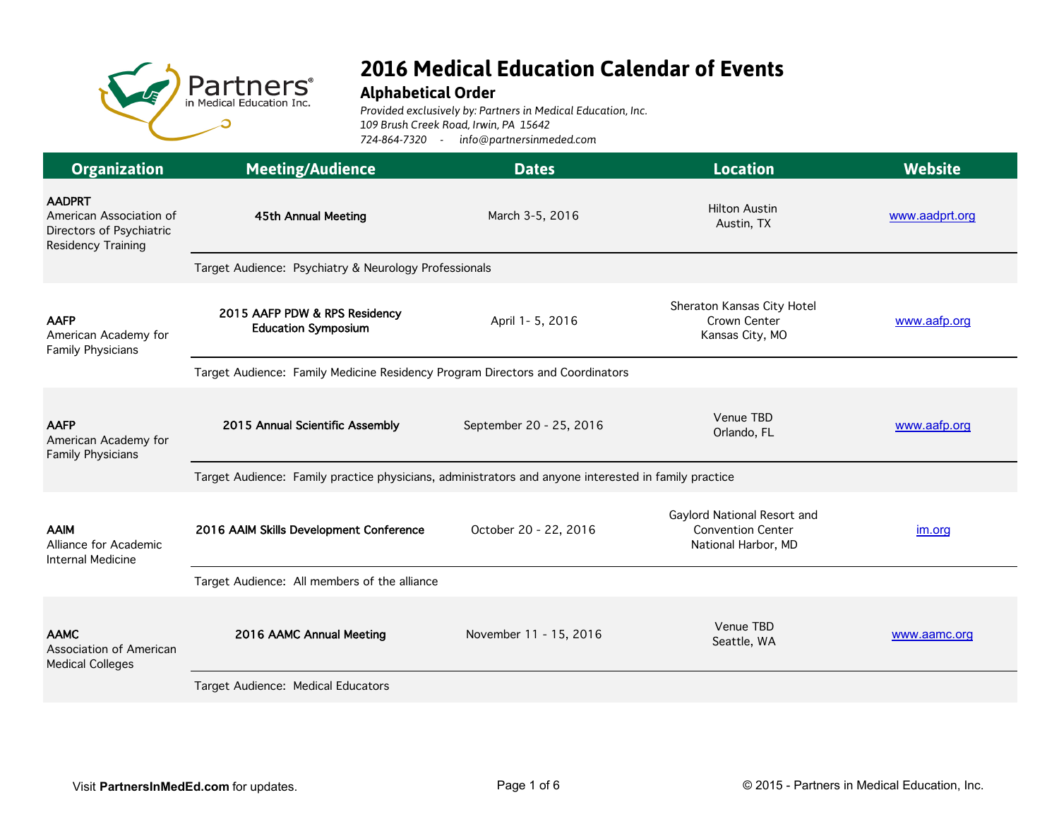# 2016 Medical Education Calendar of Events

## Alphabetical Order

*Provided exclusively by: Partners in Medical Education, Inc.*
*109 Brush Creek Road, Irwin, PA 15642*
*724-864-7320 - info@partnersinmeded.com*

| Organization | Meeting/Audience | Dates | Location | Website |
|---|---|---|---|---|
| **AADPRT** American Association of Directors of Psychiatric Residency Training | **45th Annual Meeting** | March 3-5, 2016 | Hilton Austin, Austin, TX | www.aadprt.org |
| | Target Audience: Psychiatry & Neurology Professionals | | | |
| **AAFP** American Academy for Family Physicians | **2015 AAFP PDW & RPS Residency Education Symposium** | April 1- 5, 2016 | Sheraton Kansas City Hotel, Crown Center, Kansas City, MO | www.aafp.org |
| | Target Audience: Family Medicine Residency Program Directors and Coordinators | | | |
| **AAFP** American Academy for Family Physicians | **2015 Annual Scientific Assembly** | September 20 - 25, 2016 | Venue TBD, Orlando, FL | www.aafp.org |
| | Target Audience: Family practice physicians, administrators and anyone interested in family practice | | | |
| **AAIM** Alliance for Academic Internal Medicine | **2016 AAIM Skills Development Conference** | October 20 - 22, 2016 | Gaylord National Resort and Convention Center, National Harbor, MD | im.org |
| | Target Audience: All members of the alliance | | | |
| **AAMC** Association of American Medical Colleges | **2016 AAMC Annual Meeting** | November 11 - 15, 2016 | Venue TBD, Seattle, WA | www.aamc.org |
| | Target Audience: Medical Educators | | | |

Visit **PartnersInMedEd.com** for updates.

© 2015 - Partners in Medical Education, Inc.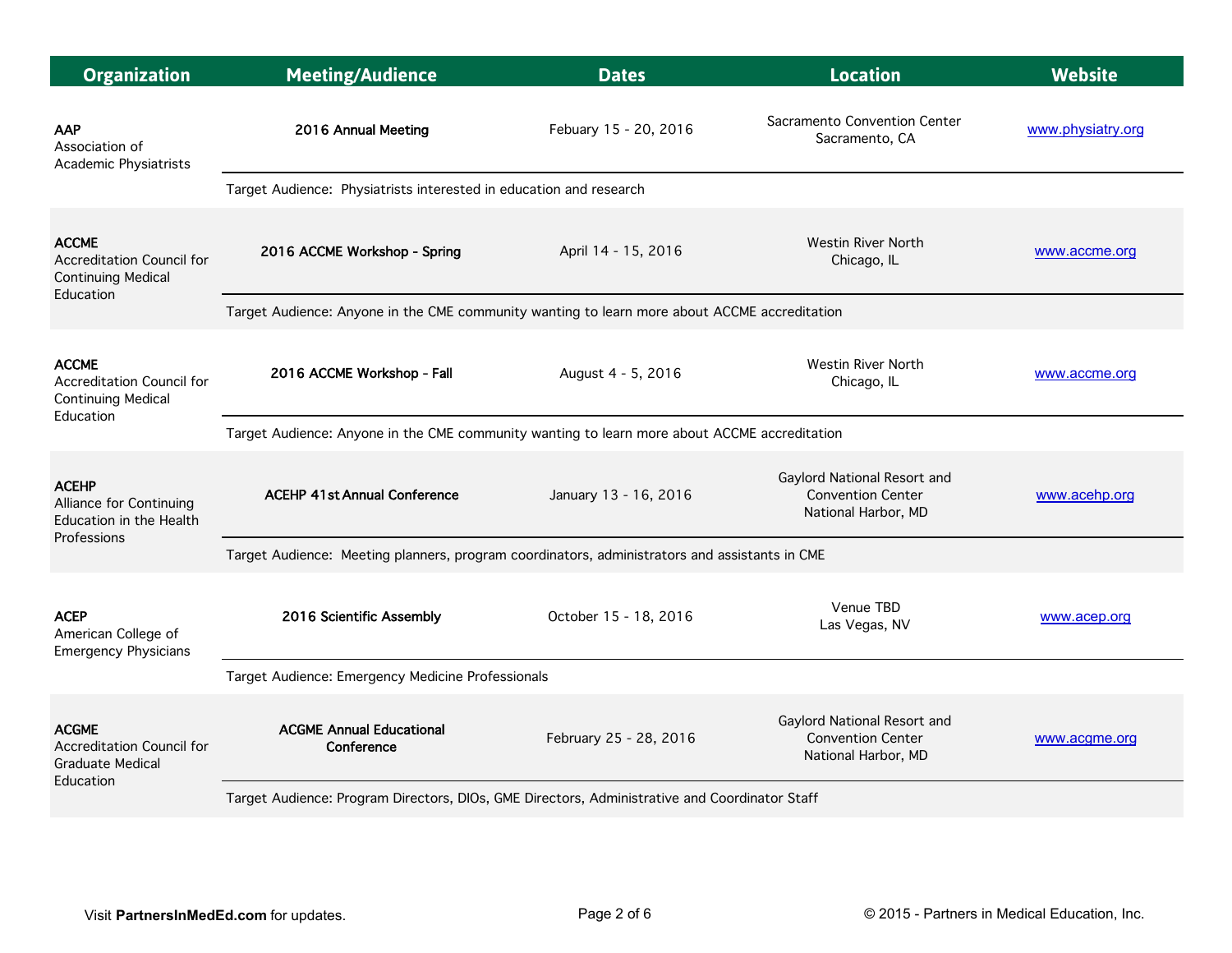| Organization | Meeting/Audience | Dates | Location | Website |
|---|---|---|---|---|
| **AAP** Association of Academic Physiatrists | **2016 Annual Meeting** | Febuary 15 - 20, 2016 | Sacramento Convention Center Sacramento, CA | www.physiatry.org |
| | Target Audience: Physiatrists interested in education and research | | | |
| **ACCME** Accreditation Council for Continuing Medical Education | **2016 ACCME Workshop - Spring** | April 14 - 15, 2016 | Westin River North Chicago, IL | www.accme.org |
| | Target Audience: Anyone in the CME community wanting to learn more about ACCME accreditation | | | |
| **ACCME** Accreditation Council for Continuing Medical Education | **2016 ACCME Workshop - Fall** | August 4 - 5, 2016 | Westin River North Chicago, IL | www.accme.org |
| | Target Audience: Anyone in the CME community wanting to learn more about ACCME accreditation | | | |
| **ACEHP** Alliance for Continuing Education in the Health Professions | **ACEHP 41st Annual Conference** | January 13 - 16, 2016 | Gaylord National Resort and Convention Center National Harbor, MD | www.acehp.org |
| | Target Audience: Meeting planners, program coordinators, administrators and assistants in CME | | | |
| **ACEP** American College of Emergency Physicians | **2016 Scientific Assembly** | October 15 - 18, 2016 | Venue TBD Las Vegas, NV | www.acep.org |
| | Target Audience: Emergency Medicine Professionals | | | |
| **ACGME** Accreditation Council for Graduate Medical Education | **ACGME Annual Educational Conference** | February 25 - 28, 2016 | Gaylord National Resort and Convention Center National Harbor, MD | www.acgme.org |
| | Target Audience: Program Directors, DIOs, GME Directors, Administrative and Coordinator Staff | | | |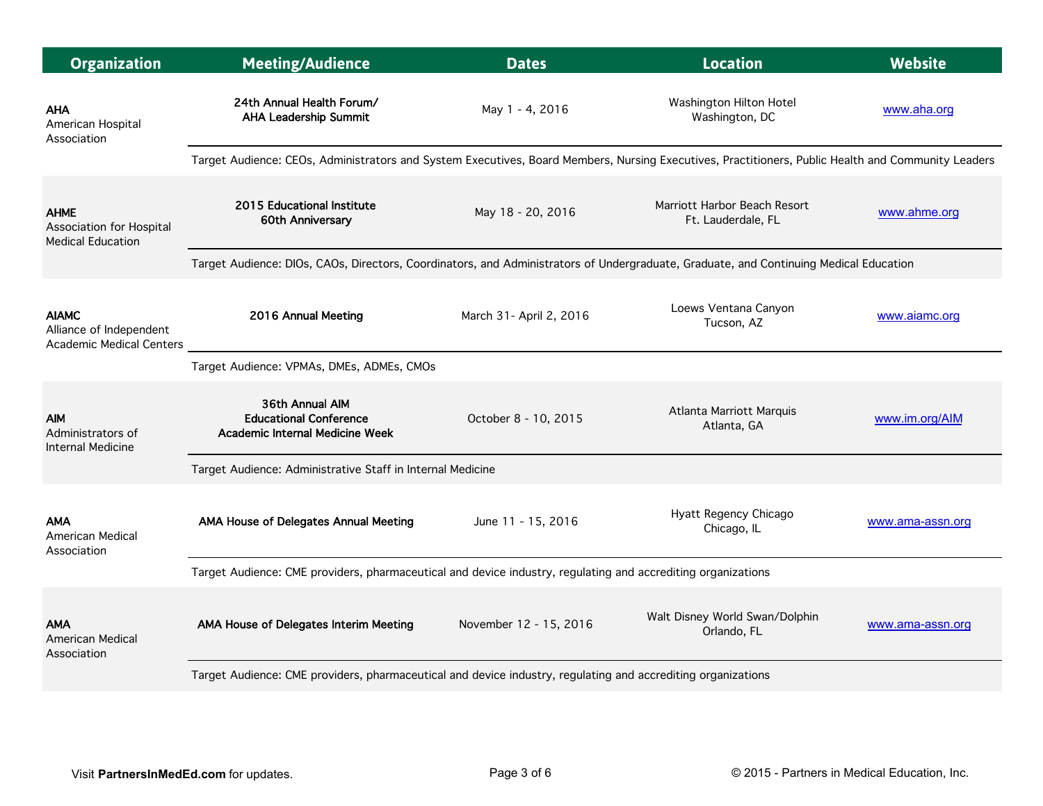| Organization | Meeting/Audience | Dates | Location | Website |
|---|---|---|---|---|
| **AHA** American Hospital Association | **24th Annual Health Forum/ AHA Leadership Summit** | May 1 - 4, 2016 | Washington Hilton Hotel Washington, DC | www.aha.org |
| | Target Audience: CEOs, Administrators and System Executives, Board Members, Nursing Executives, Practitioners, Public Health and Community Leaders | | | |
| **AHME** Association for Hospital Medical Education | **2015 Educational Institute 60th Anniversary** | May 18 - 20, 2016 | Marriott Harbor Beach Resort Ft. Lauderdale, FL | www.ahme.org |
| | Target Audience: DIOs, CAOs, Directors, Coordinators, and Administrators of Undergraduate, Graduate, and Continuing Medical Education | | | |
| **AIAMC** Alliance of Independent Academic Medical Centers | **2016 Annual Meeting** | March 31- April 2, 2016 | Loews Ventana Canyon Tucson, AZ | www.aiamc.org |
| | Target Audience: VPMAs, DMEs, ADMEs, CMOs | | | |
| **AIM** Administrators of Internal Medicine | **36th Annual AIM Educational Conference Academic Internal Medicine Week** | October 8 - 10, 2015 | Atlanta Marriott Marquis Atlanta, GA | www.im.org/AIM |
| | Target Audience: Administrative Staff in Internal Medicine | | | |
| **AMA** American Medical Association | **AMA House of Delegates Annual Meeting** | June 11 - 15, 2016 | Hyatt Regency Chicago Chicago, IL | www.ama-assn.org |
| | Target Audience: CME providers, pharmaceutical and device industry, regulating and accrediting organizations | | | |
| **AMA** American Medical Association | **AMA House of Delegates Interim Meeting** | November 12 - 15, 2016 | Walt Disney World Swan/Dolphin Orlando, FL | www.ama-assn.org |
| | Target Audience: CME providers, pharmaceutical and device industry, regulating and accrediting organizations | | | |

Visit **PartnersInMedEd.com** for updates.

© 2015 - Partners in Medical Education, Inc.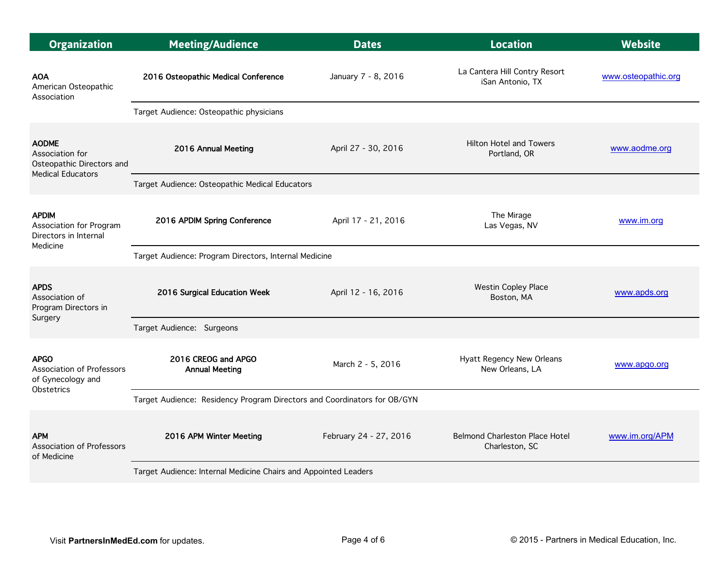| Organization | Meeting/Audience | Dates | Location | Website |
|---|---|---|---|---|
| **AOA** American Osteopathic Association | **2016 Osteopathic Medical Conference** | January 7 - 8, 2016 | La Cantera Hill Contry Resort iSan Antonio, TX | www.osteopathic.org |
| | Target Audience: Osteopathic physicians | | | |
| **AODME** Association for Osteopathic Directors and Medical Educators | **2016 Annual Meeting** | April 27 - 30, 2016 | Hilton Hotel and Towers Portland, OR | www.aodme.org |
| | Target Audience: Osteopathic Medical Educators | | | |
| **APDIM** Association for Program Directors in Internal Medicine | **2016 APDIM Spring Conference** | April 17 - 21, 2016 | The Mirage Las Vegas, NV | www.im.org |
| | Target Audience: Program Directors, Internal Medicine | | | |
| **APDS** Association of Program Directors in Surgery | **2016 Surgical Education Week** | April 12 - 16, 2016 | Westin Copley Place Boston, MA | www.apds.org |
| | Target Audience: Surgeons | | | |
| **APGO** Association of Professors of Gynecology and Obstetrics | **2016 CREOG and APGO Annual Meeting** | March 2 - 5, 2016 | Hyatt Regency New Orleans New Orleans, LA | www.apgo.org |
| | Target Audience: Residency Program Directors and Coordinators for OB/GYN | | | |
| **APM** Association of Professors of Medicine | **2016 APM Winter Meeting** | February 24 - 27, 2016 | Belmond Charleston Place Hotel Charleston, SC | www.im.org/APM |
| | Target Audience: Internal Medicine Chairs and Appointed Leaders | | | |

Visit **PartnersInMedEd.com** for updates.

© 2015 - Partners in Medical Education, Inc.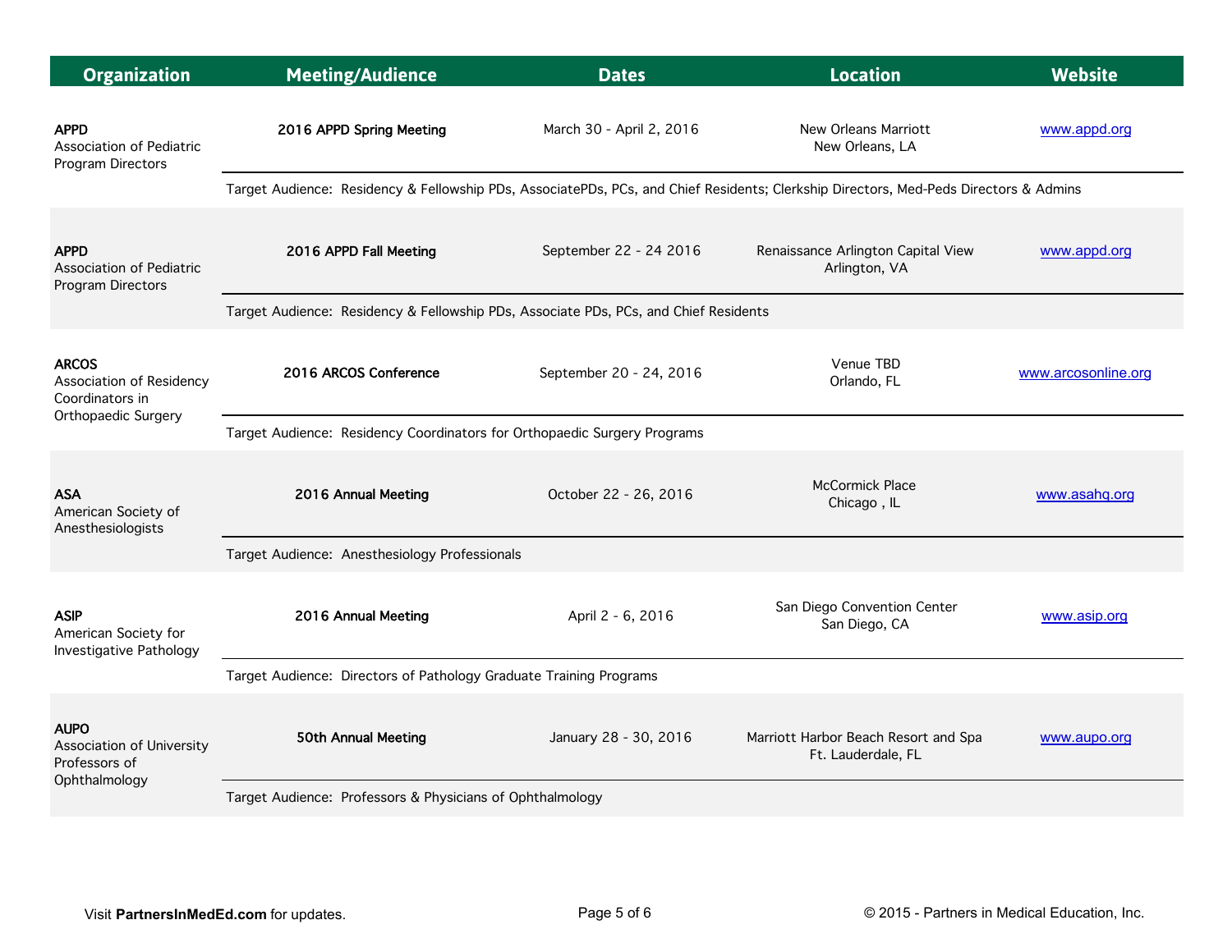| Organization | Meeting/Audience | Dates | Location | Website |
|---|---|---|---|---|
| **APPD** Association of Pediatric Program Directors | **2016 APPD Spring Meeting** | March 30 - April 2, 2016 | New Orleans Marriott New Orleans, LA | www.appd.org |
| | Target Audience: Residency & Fellowship PDs, AssociatePDs, PCs, and Chief Residents; Clerkship Directors, Med-Peds Directors & Admins | | | |
| **APPD** Association of Pediatric Program Directors | **2016 APPD Fall Meeting** | September 22 - 24 2016 | Renaissance Arlington Capital View Arlington, VA | www.appd.org |
| | Target Audience: Residency & Fellowship PDs, Associate PDs, PCs, and Chief Residents | | | |
| **ARCOS** Association of Residency Coordinators in Orthopaedic Surgery | **2016 ARCOS Conference** | September 20 - 24, 2016 | Venue TBD Orlando, FL | www.arcosonline.org |
| | Target Audience: Residency Coordinators for Orthopaedic Surgery Programs | | | |
| **ASA** American Society of Anesthesiologists | **2016 Annual Meeting** | October 22 - 26, 2016 | McCormick Place Chicago , IL | www.asahq.org |
| | Target Audience: Anesthesiology Professionals | | | |
| **ASIP** American Society for Investigative Pathology | **2016 Annual Meeting** | April 2 - 6, 2016 | San Diego Convention Center San Diego, CA | www.asip.org |
| | Target Audience: Directors of Pathology Graduate Training Programs | | | |
| **AUPO** Association of University Professors of Ophthalmology | **50th Annual Meeting** | January 28 - 30, 2016 | Marriott Harbor Beach Resort and Spa Ft. Lauderdale, FL | www.aupo.org |
| | Target Audience: Professors & Physicians of Ophthalmology | | | |

Visit **PartnersInMedEd.com** for updates.

© 2015 - Partners in Medical Education, Inc.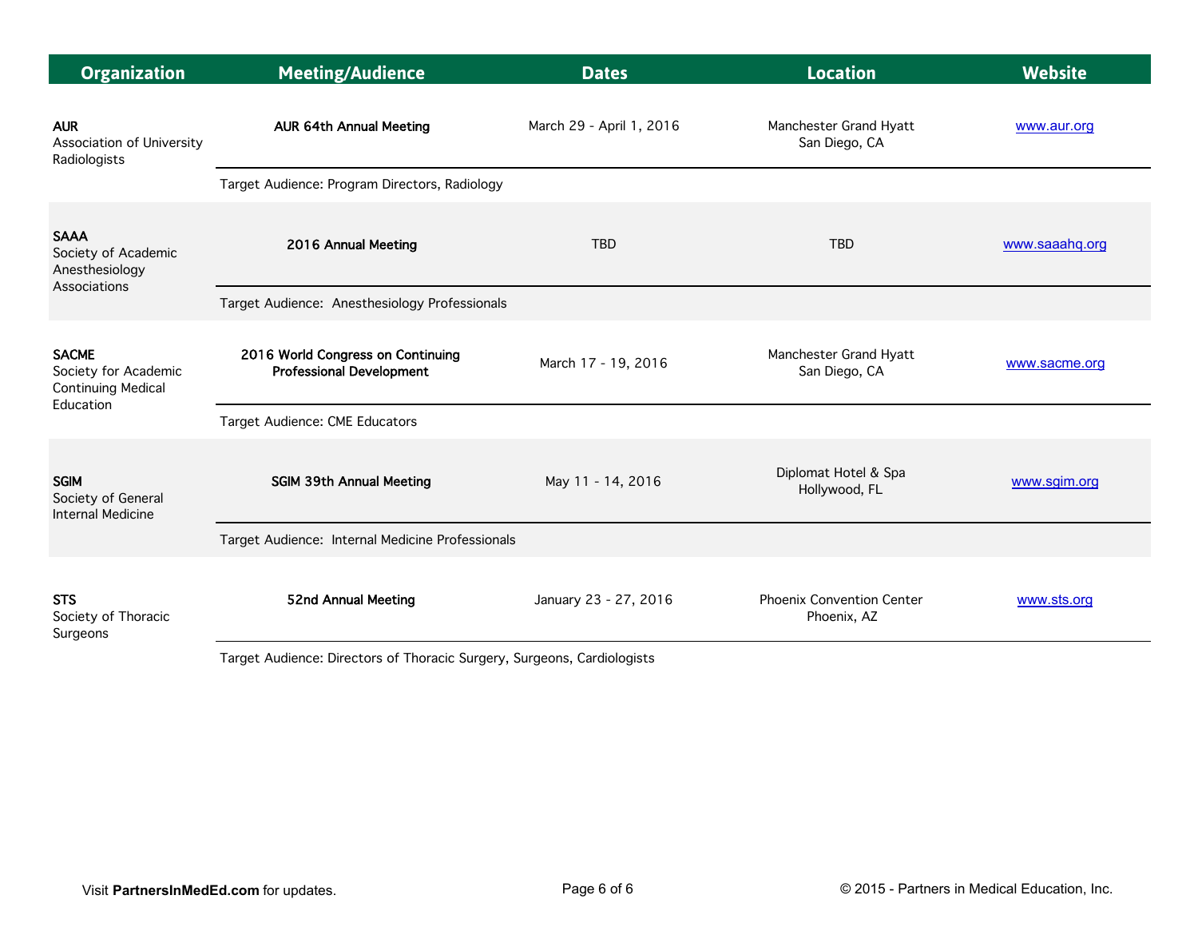| Organization | Meeting/Audience | Dates | Location | Website |
|---|---|---|---|---|
| **AUR** Association of University Radiologists | **AUR 64th Annual Meeting** | March 29 - April 1, 2016 | Manchester Grand Hyatt San Diego, CA | www.aur.org |
| | Target Audience: Program Directors, Radiology | | | |
| **SAAA** Society of Academic Anesthesiology Associations | **2016 Annual Meeting** | TBD | TBD | www.saaahq.org |
| | Target Audience: Anesthesiology Professionals | | | |
| **SACME** Society for Academic Continuing Medical Education | **2016 World Congress on Continuing Professional Development** | March 17 - 19, 2016 | Manchester Grand Hyatt San Diego, CA | www.sacme.org |
| | Target Audience: CME Educators | | | |
| **SGIM** Society of General Internal Medicine | **SGIM 39th Annual Meeting** | May 11 - 14, 2016 | Diplomat Hotel & Spa Hollywood, FL | www.sgim.org |
| | Target Audience: Internal Medicine Professionals | | | |
| **STS** Society of Thoracic Surgeons | **52nd Annual Meeting** | January 23 - 27, 2016 | Phoenix Convention Center Phoenix, AZ | www.sts.org |
| | Target Audience: Directors of Thoracic Surgery, Surgeons, Cardiologists | | | |

Visit **PartnersInMedEd.com** for updates.

© 2015 - Partners in Medical Education, Inc.